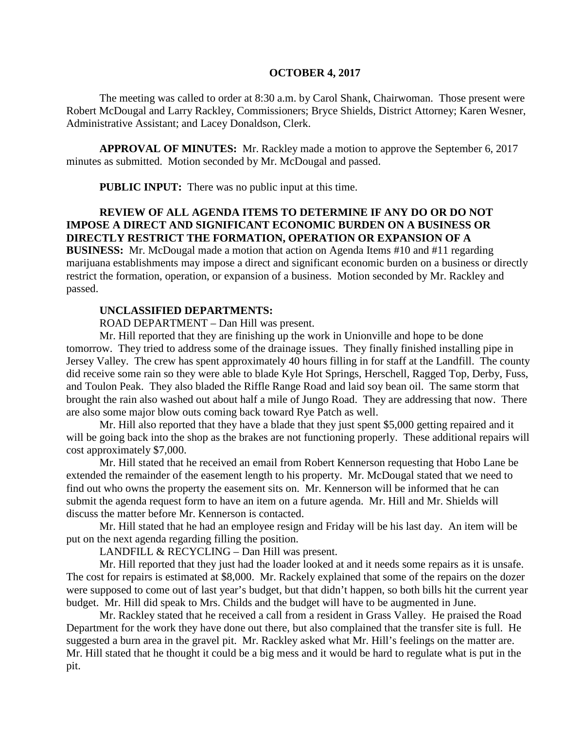**OCTOBER 4, 2017**

The meeting was called to order at 8:30 a.m. by Carol Shank, Chairwoman. Those present were Robert McDougal and Larry Rackley, Commissioners; Bryce Shields, District Attorney; Karen Wesner, Administrative Assistant; and Lacey Donaldson, Clerk.

**APPROVAL OF MINUTES:** Mr. Rackley made a motion to approve the September 6, 2017 minutes as submitted. Motion seconded by Mr. McDougal and passed.

**PUBLIC INPUT:** There was no public input at this time.

**REVIEW OF ALL AGENDA ITEMS TO DETERMINE IF ANY DO OR DO NOT IMPOSE A DIRECT AND SIGNIFICANT ECONOMIC BURDEN ON A BUSINESS OR DIRECTLY RESTRICT THE FORMATION, OPERATION OR EXPANSION OF A BUSINESS:** Mr. McDougal made a motion that action on Agenda Items #10 and #11 regarding marijuana establishments may impose a direct and significant economic burden on a business or directly restrict the formation, operation, or expansion of a business. Motion seconded by Mr. Rackley and passed.

**UNCLASSIFIED DEPARTMENTS:**

ROAD DEPARTMENT – Dan Hill was present.

Mr. Hill reported that they are finishing up the work in Unionville and hope to be done tomorrow. They tried to address some of the drainage issues. They finally finished installing pipe in Jersey Valley. The crew has spent approximately 40 hours filling in for staff at the Landfill. The county did receive some rain so they were able to blade Kyle Hot Springs, Herschell, Ragged Top, Derby, Fuss, and Toulon Peak. They also bladed the Riffle Range Road and laid soy bean oil. The same storm that brought the rain also washed out about half a mile of Jungo Road. They are addressing that now. There are also some major blow outs coming back toward Rye Patch as well.

Mr. Hill also reported that they have a blade that they just spent $5,000 getting repaired and it will be going back into the shop as the brakes are not functioning properly. These additional repairs will cost approximately $7,000.

Mr. Hill stated that he received an email from Robert Kennerson requesting that Hobo Lane be extended the remainder of the easement length to his property. Mr. McDougal stated that we need to find out who owns the property the easement sits on. Mr. Kennerson will be informed that he can submit the agenda request form to have an item on a future agenda. Mr. Hill and Mr. Shields will discuss the matter before Mr. Kennerson is contacted.

Mr. Hill stated that he had an employee resign and Friday will be his last day. An item will be put on the next agenda regarding filling the position.

LANDFILL & RECYCLING – Dan Hill was present.

Mr. Hill reported that they just had the loader looked at and it needs some repairs as it is unsafe. The cost for repairs is estimated at $8,000. Mr. Rackely explained that some of the repairs on the dozer were supposed to come out of last year's budget, but that didn't happen, so both bills hit the current year budget. Mr. Hill did speak to Mrs. Childs and the budget will have to be augmented in June.

Mr. Rackley stated that he received a call from a resident in Grass Valley. He praised the Road Department for the work they have done out there, but also complained that the transfer site is full. He suggested a burn area in the gravel pit. Mr. Rackley asked what Mr. Hill's feelings on the matter are. Mr. Hill stated that he thought it could be a big mess and it would be hard to regulate what is put in the pit.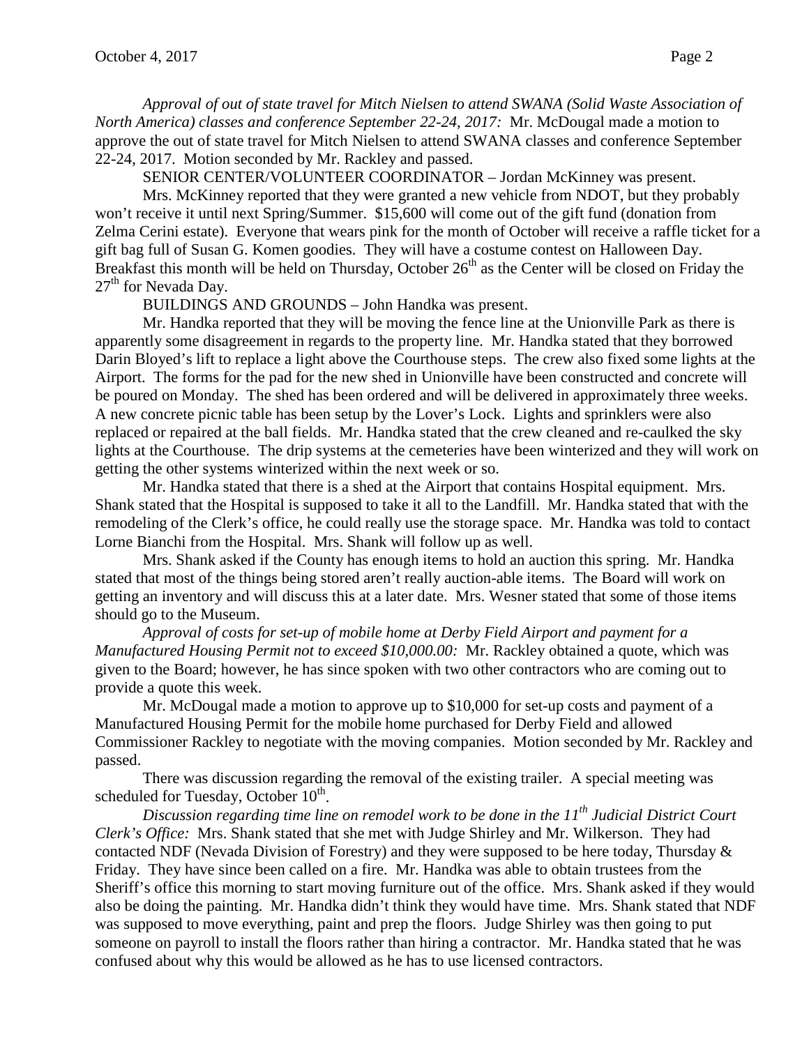*Approval of out of state travel for Mitch Nielsen to attend SWANA (Solid Waste Association of North America) classes and conference September 22-24, 2017:* Mr. McDougal made a motion to approve the out of state travel for Mitch Nielsen to attend SWANA classes and conference September 22-24, 2017. Motion seconded by Mr. Rackley and passed.

SENIOR CENTER/VOLUNTEER COORDINATOR – Jordan McKinney was present.

Mrs. McKinney reported that they were granted a new vehicle from NDOT, but they probably won't receive it until next Spring/Summer. $15,600 will come out of the gift fund (donation from Zelma Cerini estate). Everyone that wears pink for the month of October will receive a raffle ticket for a gift bag full of Susan G. Komen goodies. They will have a costume contest on Halloween Day. Breakfast this month will be held on Thursday, October 26th as the Center will be closed on Friday the 27th for Nevada Day.

BUILDINGS AND GROUNDS – John Handka was present.

Mr. Handka reported that they will be moving the fence line at the Unionville Park as there is apparently some disagreement in regards to the property line. Mr. Handka stated that they borrowed Darin Bloyed's lift to replace a light above the Courthouse steps. The crew also fixed some lights at the Airport. The forms for the pad for the new shed in Unionville have been constructed and concrete will be poured on Monday. The shed has been ordered and will be delivered in approximately three weeks. A new concrete picnic table has been setup by the Lover's Lock. Lights and sprinklers were also replaced or repaired at the ball fields. Mr. Handka stated that the crew cleaned and re-caulked the sky lights at the Courthouse. The drip systems at the cemeteries have been winterized and they will work on getting the other systems winterized within the next week or so.

Mr. Handka stated that there is a shed at the Airport that contains Hospital equipment. Mrs. Shank stated that the Hospital is supposed to take it all to the Landfill. Mr. Handka stated that with the remodeling of the Clerk's office, he could really use the storage space. Mr. Handka was told to contact Lorne Bianchi from the Hospital. Mrs. Shank will follow up as well.

Mrs. Shank asked if the County has enough items to hold an auction this spring. Mr. Handka stated that most of the things being stored aren't really auction-able items. The Board will work on getting an inventory and will discuss this at a later date. Mrs. Wesner stated that some of those items should go to the Museum.

*Approval of costs for set-up of mobile home at Derby Field Airport and payment for a Manufactured Housing Permit not to exceed $10,000.00:* Mr. Rackley obtained a quote, which was given to the Board; however, he has since spoken with two other contractors who are coming out to provide a quote this week.

Mr. McDougal made a motion to approve up to $10,000 for set-up costs and payment of a Manufactured Housing Permit for the mobile home purchased for Derby Field and allowed Commissioner Rackley to negotiate with the moving companies. Motion seconded by Mr. Rackley and passed.

There was discussion regarding the removal of the existing trailer. A special meeting was scheduled for Tuesday, October 10th.

*Discussion regarding time line on remodel work to be done in the 11th Judicial District Court Clerk's Office:* Mrs. Shank stated that she met with Judge Shirley and Mr. Wilkerson. They had contacted NDF (Nevada Division of Forestry) and they were supposed to be here today, Thursday & Friday. They have since been called on a fire. Mr. Handka was able to obtain trustees from the Sheriff's office this morning to start moving furniture out of the office. Mrs. Shank asked if they would also be doing the painting. Mr. Handka didn't think they would have time. Mrs. Shank stated that NDF was supposed to move everything, paint and prep the floors. Judge Shirley was then going to put someone on payroll to install the floors rather than hiring a contractor. Mr. Handka stated that he was confused about why this would be allowed as he has to use licensed contractors.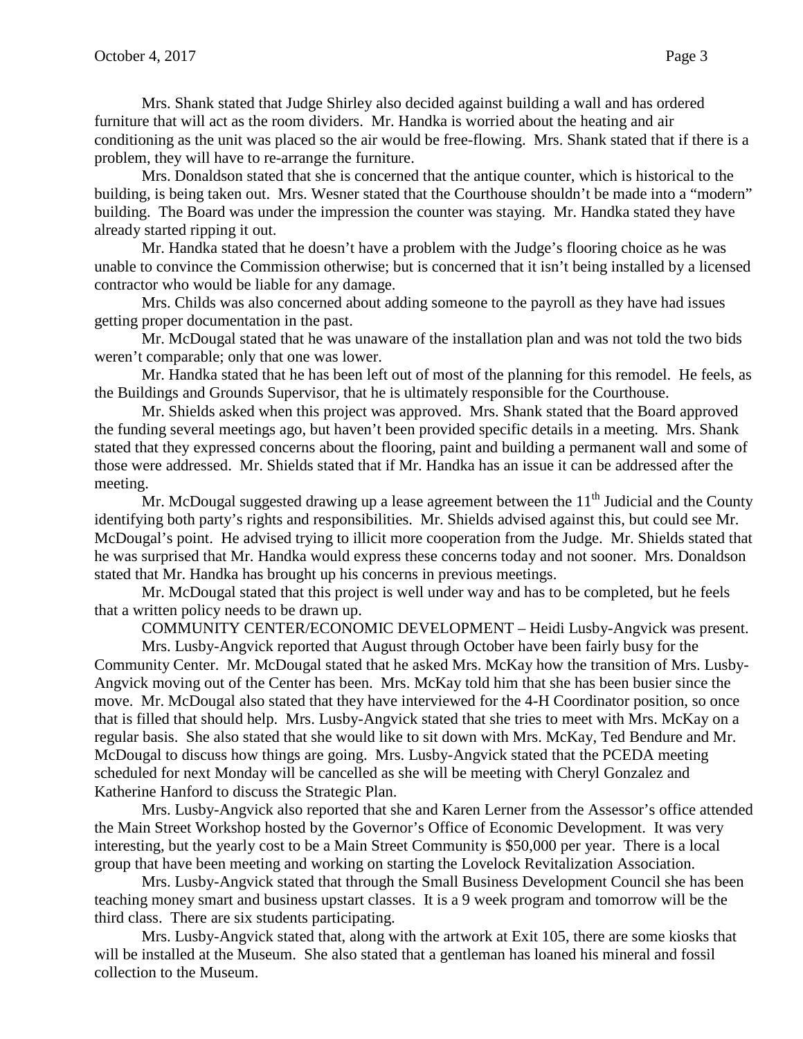Mrs. Shank stated that Judge Shirley also decided against building a wall and has ordered furniture that will act as the room dividers. Mr. Handka is worried about the heating and air conditioning as the unit was placed so the air would be free-flowing. Mrs. Shank stated that if there is a problem, they will have to re-arrange the furniture.

Mrs. Donaldson stated that she is concerned that the antique counter, which is historical to the building, is being taken out. Mrs. Wesner stated that the Courthouse shouldn't be made into a "modern" building. The Board was under the impression the counter was staying. Mr. Handka stated they have already started ripping it out.

Mr. Handka stated that he doesn't have a problem with the Judge's flooring choice as he was unable to convince the Commission otherwise; but is concerned that it isn't being installed by a licensed contractor who would be liable for any damage.

Mrs. Childs was also concerned about adding someone to the payroll as they have had issues getting proper documentation in the past.

Mr. McDougal stated that he was unaware of the installation plan and was not told the two bids weren't comparable; only that one was lower.

Mr. Handka stated that he has been left out of most of the planning for this remodel. He feels, as the Buildings and Grounds Supervisor, that he is ultimately responsible for the Courthouse.

Mr. Shields asked when this project was approved. Mrs. Shank stated that the Board approved the funding several meetings ago, but haven't been provided specific details in a meeting. Mrs. Shank stated that they expressed concerns about the flooring, paint and building a permanent wall and some of those were addressed. Mr. Shields stated that if Mr. Handka has an issue it can be addressed after the meeting.

Mr. McDougal suggested drawing up a lease agreement between the 11th Judicial and the County identifying both party's rights and responsibilities. Mr. Shields advised against this, but could see Mr. McDougal's point. He advised trying to illicit more cooperation from the Judge. Mr. Shields stated that he was surprised that Mr. Handka would express these concerns today and not sooner. Mrs. Donaldson stated that Mr. Handka has brought up his concerns in previous meetings.

Mr. McDougal stated that this project is well under way and has to be completed, but he feels that a written policy needs to be drawn up.

COMMUNITY CENTER/ECONOMIC DEVELOPMENT – Heidi Lusby-Angvick was present.

Mrs. Lusby-Angvick reported that August through October have been fairly busy for the Community Center. Mr. McDougal stated that he asked Mrs. McKay how the transition of Mrs. Lusby-Angvick moving out of the Center has been. Mrs. McKay told him that she has been busier since the move. Mr. McDougal also stated that they have interviewed for the 4-H Coordinator position, so once that is filled that should help. Mrs. Lusby-Angvick stated that she tries to meet with Mrs. McKay on a regular basis. She also stated that she would like to sit down with Mrs. McKay, Ted Bendure and Mr. McDougal to discuss how things are going. Mrs. Lusby-Angvick stated that the PCEDA meeting scheduled for next Monday will be cancelled as she will be meeting with Cheryl Gonzalez and Katherine Hanford to discuss the Strategic Plan.

Mrs. Lusby-Angvick also reported that she and Karen Lerner from the Assessor's office attended the Main Street Workshop hosted by the Governor's Office of Economic Development. It was very interesting, but the yearly cost to be a Main Street Community is $50,000 per year. There is a local group that have been meeting and working on starting the Lovelock Revitalization Association.

Mrs. Lusby-Angvick stated that through the Small Business Development Council she has been teaching money smart and business upstart classes. It is a 9 week program and tomorrow will be the third class. There are six students participating.

Mrs. Lusby-Angvick stated that, along with the artwork at Exit 105, there are some kiosks that will be installed at the Museum. She also stated that a gentleman has loaned his mineral and fossil collection to the Museum.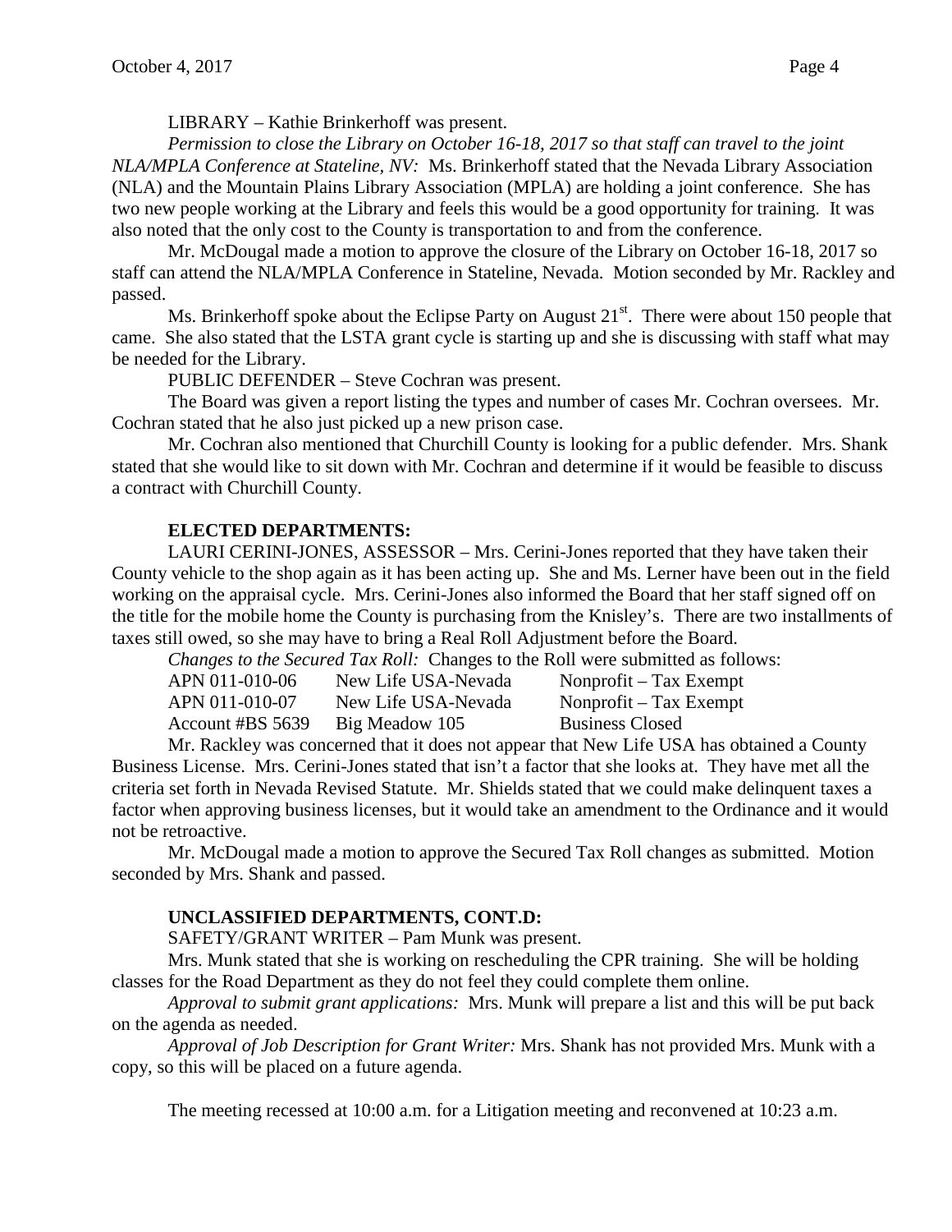LIBRARY – Kathie Brinkerhoff was present.

*Permission to close the Library on October 16-18, 2017 so that staff can travel to the joint NLA/MPLA Conference at Stateline, NV:* Ms. Brinkerhoff stated that the Nevada Library Association (NLA) and the Mountain Plains Library Association (MPLA) are holding a joint conference. She has two new people working at the Library and feels this would be a good opportunity for training. It was also noted that the only cost to the County is transportation to and from the conference.

Mr. McDougal made a motion to approve the closure of the Library on October 16-18, 2017 so staff can attend the NLA/MPLA Conference in Stateline, Nevada. Motion seconded by Mr. Rackley and passed.

Ms. Brinkerhoff spoke about the Eclipse Party on August 21st. There were about 150 people that came. She also stated that the LSTA grant cycle is starting up and she is discussing with staff what may be needed for the Library.

PUBLIC DEFENDER – Steve Cochran was present.

The Board was given a report listing the types and number of cases Mr. Cochran oversees. Mr. Cochran stated that he also just picked up a new prison case.

Mr. Cochran also mentioned that Churchill County is looking for a public defender. Mrs. Shank stated that she would like to sit down with Mr. Cochran and determine if it would be feasible to discuss a contract with Churchill County.

**ELECTED DEPARTMENTS:**

LAURI CERINI-JONES, ASSESSOR – Mrs. Cerini-Jones reported that they have taken their County vehicle to the shop again as it has been acting up. She and Ms. Lerner have been out in the field working on the appraisal cycle. Mrs. Cerini-Jones also informed the Board that her staff signed off on the title for the mobile home the County is purchasing from the Knisley's. There are two installments of taxes still owed, so she may have to bring a Real Roll Adjustment before the Board.

*Changes to the Secured Tax Roll:* Changes to the Roll were submitted as follows:

| | | |
|---|---|---|
| APN 011-010-06 | New Life USA-Nevada | Nonprofit – Tax Exempt |
| APN 011-010-07 | New Life USA-Nevada | Nonprofit – Tax Exempt |
| Account #BS 5639 | Big Meadow 105 | Business Closed |

Mr. Rackley was concerned that it does not appear that New Life USA has obtained a County Business License. Mrs. Cerini-Jones stated that isn't a factor that she looks at. They have met all the criteria set forth in Nevada Revised Statute. Mr. Shields stated that we could make delinquent taxes a factor when approving business licenses, but it would take an amendment to the Ordinance and it would not be retroactive.

Mr. McDougal made a motion to approve the Secured Tax Roll changes as submitted. Motion seconded by Mrs. Shank and passed.

**UNCLASSIFIED DEPARTMENTS, CONT.D:**

SAFETY/GRANT WRITER – Pam Munk was present.

Mrs. Munk stated that she is working on rescheduling the CPR training. She will be holding classes for the Road Department as they do not feel they could complete them online.

*Approval to submit grant applications:* Mrs. Munk will prepare a list and this will be put back on the agenda as needed.

*Approval of Job Description for Grant Writer:* Mrs. Shank has not provided Mrs. Munk with a copy, so this will be placed on a future agenda.

The meeting recessed at 10:00 a.m. for a Litigation meeting and reconvened at 10:23 a.m.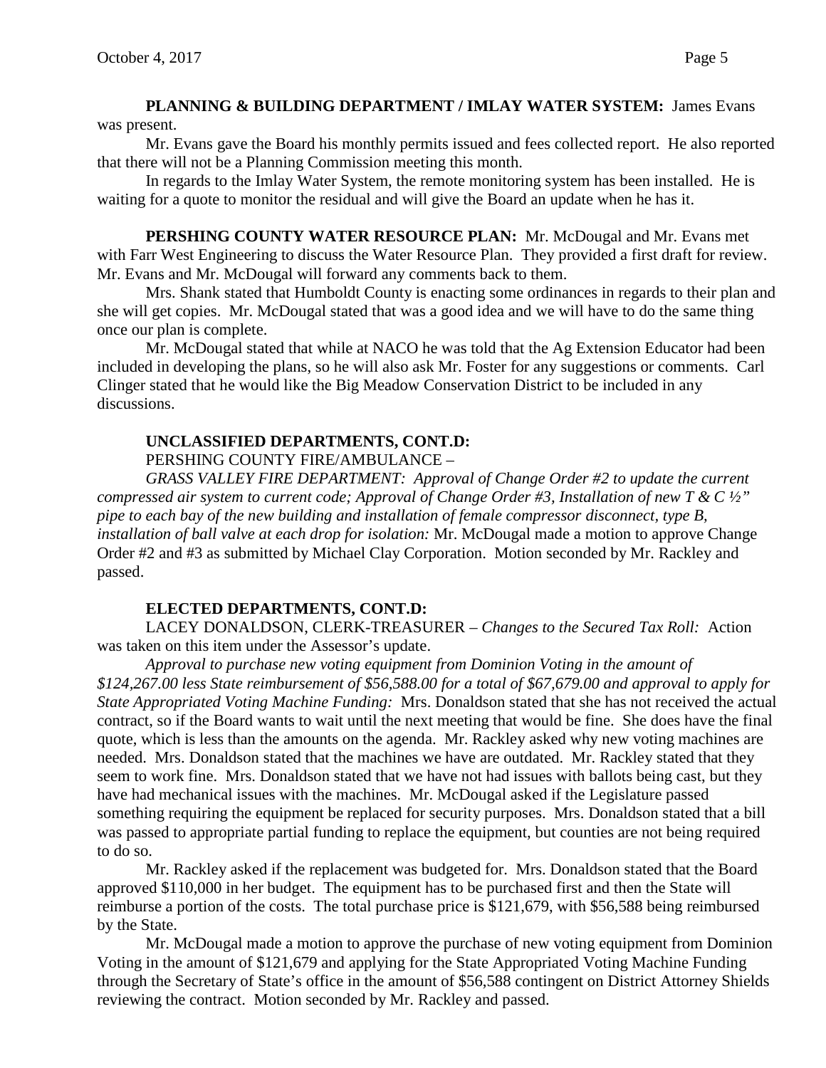**PLANNING & BUILDING DEPARTMENT / IMLAY WATER SYSTEM:** James Evans was present.

Mr. Evans gave the Board his monthly permits issued and fees collected report. He also reported that there will not be a Planning Commission meeting this month.

In regards to the Imlay Water System, the remote monitoring system has been installed. He is waiting for a quote to monitor the residual and will give the Board an update when he has it.

**PERSHING COUNTY WATER RESOURCE PLAN:** Mr. McDougal and Mr. Evans met with Farr West Engineering to discuss the Water Resource Plan. They provided a first draft for review. Mr. Evans and Mr. McDougal will forward any comments back to them.

Mrs. Shank stated that Humboldt County is enacting some ordinances in regards to their plan and she will get copies. Mr. McDougal stated that was a good idea and we will have to do the same thing once our plan is complete.

Mr. McDougal stated that while at NACO he was told that the Ag Extension Educator had been included in developing the plans, so he will also ask Mr. Foster for any suggestions or comments. Carl Clinger stated that he would like the Big Meadow Conservation District to be included in any discussions.

**UNCLASSIFIED DEPARTMENTS, CONT.D:**

PERSHING COUNTY FIRE/AMBULANCE –

*GRASS VALLEY FIRE DEPARTMENT: Approval of Change Order #2 to update the current compressed air system to current code; Approval of Change Order #3, Installation of new T & C ½" pipe to each bay of the new building and installation of female compressor disconnect, type B, installation of ball valve at each drop for isolation:* Mr. McDougal made a motion to approve Change Order #2 and #3 as submitted by Michael Clay Corporation. Motion seconded by Mr. Rackley and passed.

**ELECTED DEPARTMENTS, CONT.D:**

LACEY DONALDSON, CLERK-TREASURER – *Changes to the Secured Tax Roll:* Action was taken on this item under the Assessor's update.

*Approval to purchase new voting equipment from Dominion Voting in the amount of $124,267.00 less State reimbursement of $56,588.00 for a total of $67,679.00 and approval to apply for State Appropriated Voting Machine Funding:* Mrs. Donaldson stated that she has not received the actual contract, so if the Board wants to wait until the next meeting that would be fine. She does have the final quote, which is less than the amounts on the agenda. Mr. Rackley asked why new voting machines are needed. Mrs. Donaldson stated that the machines we have are outdated. Mr. Rackley stated that they seem to work fine. Mrs. Donaldson stated that we have not had issues with ballots being cast, but they have had mechanical issues with the machines. Mr. McDougal asked if the Legislature passed something requiring the equipment be replaced for security purposes. Mrs. Donaldson stated that a bill was passed to appropriate partial funding to replace the equipment, but counties are not being required to do so.

Mr. Rackley asked if the replacement was budgeted for. Mrs. Donaldson stated that the Board approved $110,000 in her budget. The equipment has to be purchased first and then the State will reimburse a portion of the costs. The total purchase price is $121,679, with $56,588 being reimbursed by the State.

Mr. McDougal made a motion to approve the purchase of new voting equipment from Dominion Voting in the amount of $121,679 and applying for the State Appropriated Voting Machine Funding through the Secretary of State's office in the amount of $56,588 contingent on District Attorney Shields reviewing the contract. Motion seconded by Mr. Rackley and passed.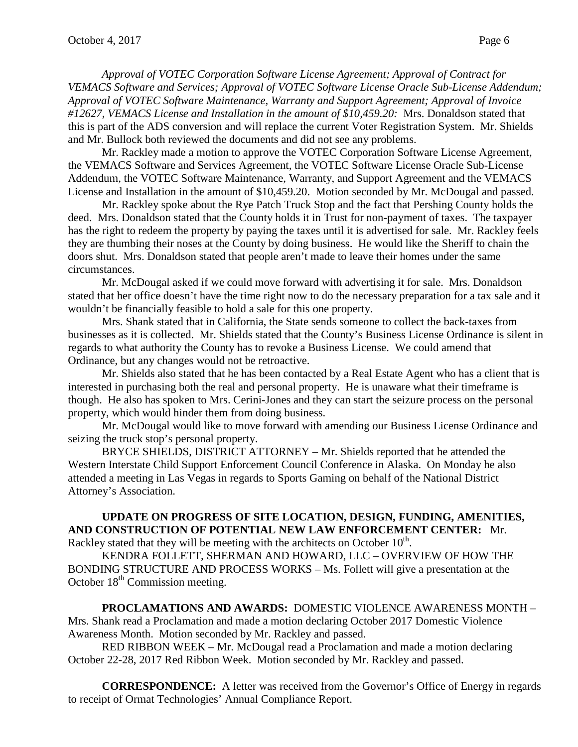*Approval of VOTEC Corporation Software License Agreement; Approval of Contract for VEMACS Software and Services; Approval of VOTEC Software License Oracle Sub-License Addendum; Approval of VOTEC Software Maintenance, Warranty and Support Agreement; Approval of Invoice #12627, VEMACS License and Installation in the amount of $10,459.20:* Mrs. Donaldson stated that this is part of the ADS conversion and will replace the current Voter Registration System. Mr. Shields and Mr. Bullock both reviewed the documents and did not see any problems.

Mr. Rackley made a motion to approve the VOTEC Corporation Software License Agreement, the VEMACS Software and Services Agreement, the VOTEC Software License Oracle Sub-License Addendum, the VOTEC Software Maintenance, Warranty, and Support Agreement and the VEMACS License and Installation in the amount of $10,459.20. Motion seconded by Mr. McDougal and passed.

Mr. Rackley spoke about the Rye Patch Truck Stop and the fact that Pershing County holds the deed. Mrs. Donaldson stated that the County holds it in Trust for non-payment of taxes. The taxpayer has the right to redeem the property by paying the taxes until it is advertised for sale. Mr. Rackley feels they are thumbing their noses at the County by doing business. He would like the Sheriff to chain the doors shut. Mrs. Donaldson stated that people aren't made to leave their homes under the same circumstances.

Mr. McDougal asked if we could move forward with advertising it for sale. Mrs. Donaldson stated that her office doesn't have the time right now to do the necessary preparation for a tax sale and it wouldn't be financially feasible to hold a sale for this one property.

Mrs. Shank stated that in California, the State sends someone to collect the back-taxes from businesses as it is collected. Mr. Shields stated that the County's Business License Ordinance is silent in regards to what authority the County has to revoke a Business License. We could amend that Ordinance, but any changes would not be retroactive.

Mr. Shields also stated that he has been contacted by a Real Estate Agent who has a client that is interested in purchasing both the real and personal property. He is unaware what their timeframe is though. He also has spoken to Mrs. Cerini-Jones and they can start the seizure process on the personal property, which would hinder them from doing business.

Mr. McDougal would like to move forward with amending our Business License Ordinance and seizing the truck stop's personal property.

BRYCE SHIELDS, DISTRICT ATTORNEY – Mr. Shields reported that he attended the Western Interstate Child Support Enforcement Council Conference in Alaska. On Monday he also attended a meeting in Las Vegas in regards to Sports Gaming on behalf of the National District Attorney's Association.

**UPDATE ON PROGRESS OF SITE LOCATION, DESIGN, FUNDING, AMENITIES, AND CONSTRUCTION OF POTENTIAL NEW LAW ENFORCEMENT CENTER:** Mr. Rackley stated that they will be meeting with the architects on October 10th.

KENDRA FOLLETT, SHERMAN AND HOWARD, LLC – OVERVIEW OF HOW THE BONDING STRUCTURE AND PROCESS WORKS – Ms. Follett will give a presentation at the October 18th Commission meeting.

**PROCLAMATIONS AND AWARDS:** DOMESTIC VIOLENCE AWARENESS MONTH – Mrs. Shank read a Proclamation and made a motion declaring October 2017 Domestic Violence Awareness Month. Motion seconded by Mr. Rackley and passed.

RED RIBBON WEEK – Mr. McDougal read a Proclamation and made a motion declaring October 22-28, 2017 Red Ribbon Week. Motion seconded by Mr. Rackley and passed.

**CORRESPONDENCE:** A letter was received from the Governor's Office of Energy in regards to receipt of Ormat Technologies' Annual Compliance Report.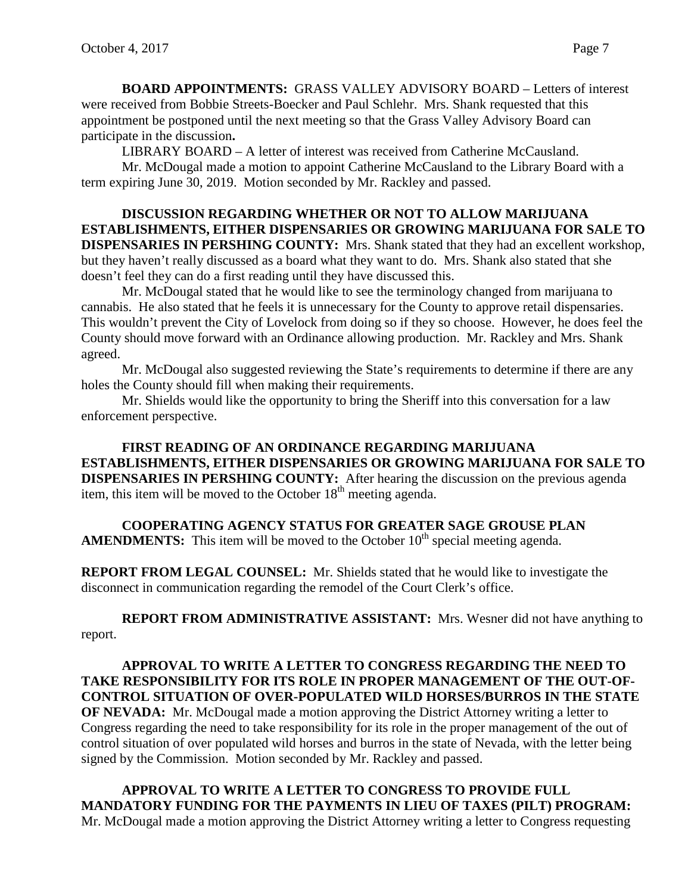**BOARD APPOINTMENTS:** GRASS VALLEY ADVISORY BOARD – Letters of interest were received from Bobbie Streets-Boecker and Paul Schlehr. Mrs. Shank requested that this appointment be postponed until the next meeting so that the Grass Valley Advisory Board can participate in the discussion**.**

LIBRARY BOARD – A letter of interest was received from Catherine McCausland.

Mr. McDougal made a motion to appoint Catherine McCausland to the Library Board with a term expiring June 30, 2019. Motion seconded by Mr. Rackley and passed.

**DISCUSSION REGARDING WHETHER OR NOT TO ALLOW MARIJUANA ESTABLISHMENTS, EITHER DISPENSARIES OR GROWING MARIJUANA FOR SALE TO DISPENSARIES IN PERSHING COUNTY:** Mrs. Shank stated that they had an excellent workshop, but they haven't really discussed as a board what they want to do. Mrs. Shank also stated that she doesn't feel they can do a first reading until they have discussed this.

Mr. McDougal stated that he would like to see the terminology changed from marijuana to cannabis. He also stated that he feels it is unnecessary for the County to approve retail dispensaries. This wouldn't prevent the City of Lovelock from doing so if they so choose. However, he does feel the County should move forward with an Ordinance allowing production. Mr. Rackley and Mrs. Shank agreed.

Mr. McDougal also suggested reviewing the State's requirements to determine if there are any holes the County should fill when making their requirements.

Mr. Shields would like the opportunity to bring the Sheriff into this conversation for a law enforcement perspective.

**FIRST READING OF AN ORDINANCE REGARDING MARIJUANA ESTABLISHMENTS, EITHER DISPENSARIES OR GROWING MARIJUANA FOR SALE TO DISPENSARIES IN PERSHING COUNTY:** After hearing the discussion on the previous agenda item, this item will be moved to the October 18th meeting agenda.

**COOPERATING AGENCY STATUS FOR GREATER SAGE GROUSE PLAN AMENDMENTS:** This item will be moved to the October 10th special meeting agenda.

**REPORT FROM LEGAL COUNSEL:** Mr. Shields stated that he would like to investigate the disconnect in communication regarding the remodel of the Court Clerk's office.

**REPORT FROM ADMINISTRATIVE ASSISTANT:** Mrs. Wesner did not have anything to report.

**APPROVAL TO WRITE A LETTER TO CONGRESS REGARDING THE NEED TO TAKE RESPONSIBILITY FOR ITS ROLE IN PROPER MANAGEMENT OF THE OUT-OF-CONTROL SITUATION OF OVER-POPULATED WILD HORSES/BURROS IN THE STATE OF NEVADA:** Mr. McDougal made a motion approving the District Attorney writing a letter to Congress regarding the need to take responsibility for its role in the proper management of the out of control situation of over populated wild horses and burros in the state of Nevada, with the letter being signed by the Commission. Motion seconded by Mr. Rackley and passed.

**APPROVAL TO WRITE A LETTER TO CONGRESS TO PROVIDE FULL MANDATORY FUNDING FOR THE PAYMENTS IN LIEU OF TAXES (PILT) PROGRAM:** Mr. McDougal made a motion approving the District Attorney writing a letter to Congress requesting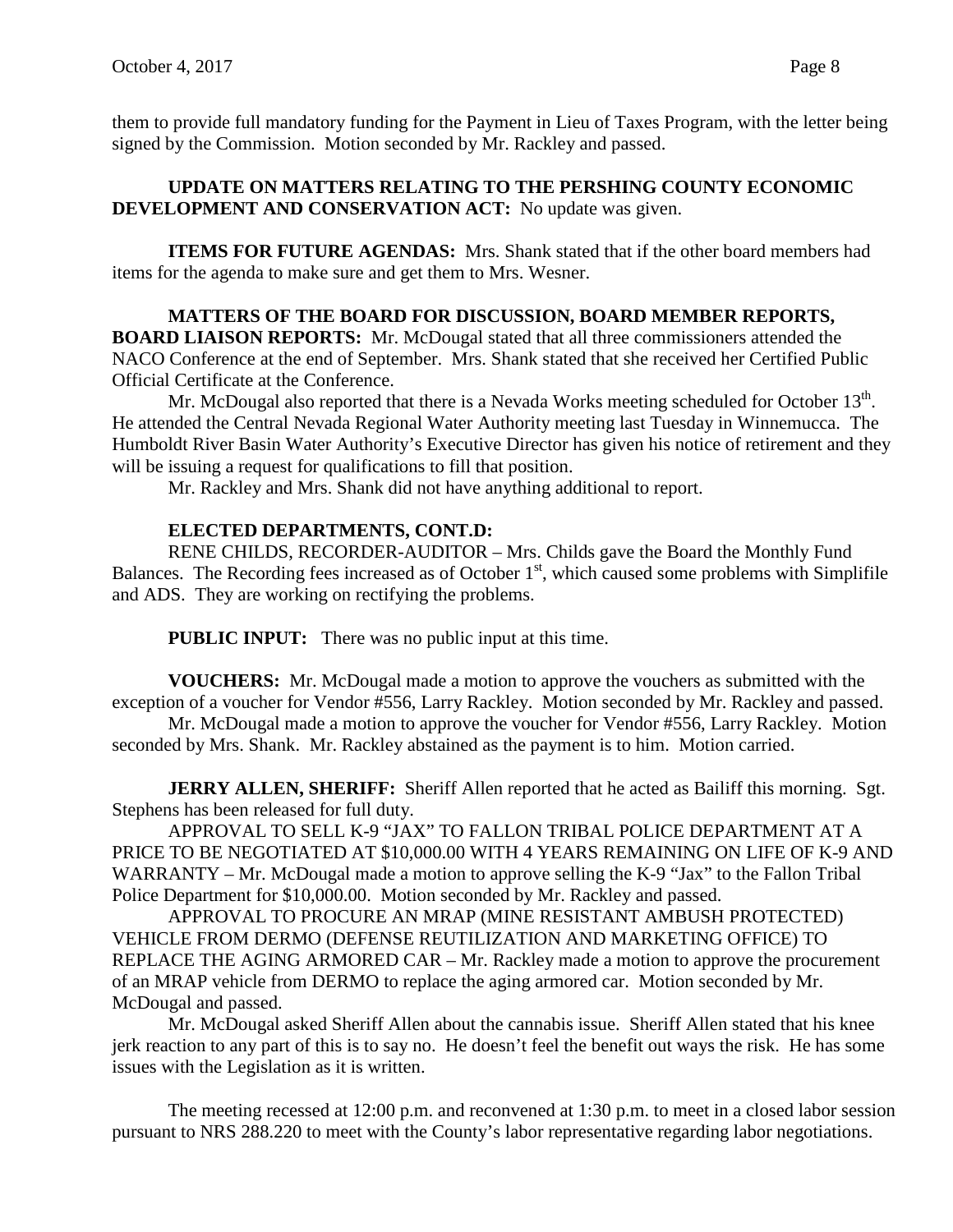them to provide full mandatory funding for the Payment in Lieu of Taxes Program, with the letter being signed by the Commission. Motion seconded by Mr. Rackley and passed.

**UPDATE ON MATTERS RELATING TO THE PERSHING COUNTY ECONOMIC DEVELOPMENT AND CONSERVATION ACT:** No update was given.

**ITEMS FOR FUTURE AGENDAS:** Mrs. Shank stated that if the other board members had items for the agenda to make sure and get them to Mrs. Wesner.

**MATTERS OF THE BOARD FOR DISCUSSION, BOARD MEMBER REPORTS, BOARD LIAISON REPORTS:** Mr. McDougal stated that all three commissioners attended the NACO Conference at the end of September. Mrs. Shank stated that she received her Certified Public Official Certificate at the Conference.

Mr. McDougal also reported that there is a Nevada Works meeting scheduled for October 13th. He attended the Central Nevada Regional Water Authority meeting last Tuesday in Winnemucca. The Humboldt River Basin Water Authority's Executive Director has given his notice of retirement and they will be issuing a request for qualifications to fill that position.

Mr. Rackley and Mrs. Shank did not have anything additional to report.

**ELECTED DEPARTMENTS, CONT.D:**

RENE CHILDS, RECORDER-AUDITOR – Mrs. Childs gave the Board the Monthly Fund Balances. The Recording fees increased as of October 1st, which caused some problems with Simplifile and ADS. They are working on rectifying the problems.

**PUBLIC INPUT:** There was no public input at this time.

**VOUCHERS:** Mr. McDougal made a motion to approve the vouchers as submitted with the exception of a voucher for Vendor #556, Larry Rackley. Motion seconded by Mr. Rackley and passed.

Mr. McDougal made a motion to approve the voucher for Vendor #556, Larry Rackley. Motion seconded by Mrs. Shank. Mr. Rackley abstained as the payment is to him. Motion carried.

**JERRY ALLEN, SHERIFF:** Sheriff Allen reported that he acted as Bailiff this morning. Sgt. Stephens has been released for full duty.

APPROVAL TO SELL K-9 "JAX" TO FALLON TRIBAL POLICE DEPARTMENT AT A PRICE TO BE NEGOTIATED AT $10,000.00 WITH 4 YEARS REMAINING ON LIFE OF K-9 AND WARRANTY – Mr. McDougal made a motion to approve selling the K-9 "Jax" to the Fallon Tribal Police Department for $10,000.00. Motion seconded by Mr. Rackley and passed.

APPROVAL TO PROCURE AN MRAP (MINE RESISTANT AMBUSH PROTECTED) VEHICLE FROM DERMO (DEFENSE REUTILIZATION AND MARKETING OFFICE) TO REPLACE THE AGING ARMORED CAR – Mr. Rackley made a motion to approve the procurement of an MRAP vehicle from DERMO to replace the aging armored car. Motion seconded by Mr. McDougal and passed.

Mr. McDougal asked Sheriff Allen about the cannabis issue. Sheriff Allen stated that his knee jerk reaction to any part of this is to say no. He doesn't feel the benefit out ways the risk. He has some issues with the Legislation as it is written.

The meeting recessed at 12:00 p.m. and reconvened at 1:30 p.m. to meet in a closed labor session pursuant to NRS 288.220 to meet with the County's labor representative regarding labor negotiations.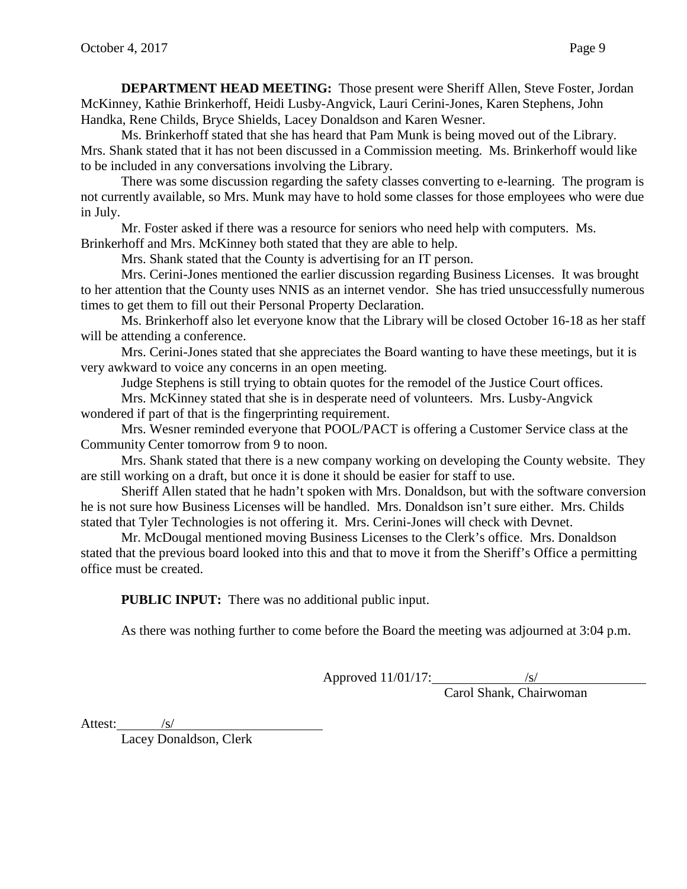**DEPARTMENT HEAD MEETING:** Those present were Sheriff Allen, Steve Foster, Jordan McKinney, Kathie Brinkerhoff, Heidi Lusby-Angvick, Lauri Cerini-Jones, Karen Stephens, John Handka, Rene Childs, Bryce Shields, Lacey Donaldson and Karen Wesner.

Ms. Brinkerhoff stated that she has heard that Pam Munk is being moved out of the Library. Mrs. Shank stated that it has not been discussed in a Commission meeting. Ms. Brinkerhoff would like to be included in any conversations involving the Library.

There was some discussion regarding the safety classes converting to e-learning. The program is not currently available, so Mrs. Munk may have to hold some classes for those employees who were due in July.

Mr. Foster asked if there was a resource for seniors who need help with computers. Ms. Brinkerhoff and Mrs. McKinney both stated that they are able to help.

Mrs. Shank stated that the County is advertising for an IT person.

Mrs. Cerini-Jones mentioned the earlier discussion regarding Business Licenses. It was brought to her attention that the County uses NNIS as an internet vendor. She has tried unsuccessfully numerous times to get them to fill out their Personal Property Declaration.

Ms. Brinkerhoff also let everyone know that the Library will be closed October 16-18 as her staff will be attending a conference.

Mrs. Cerini-Jones stated that she appreciates the Board wanting to have these meetings, but it is very awkward to voice any concerns in an open meeting.

Judge Stephens is still trying to obtain quotes for the remodel of the Justice Court offices.

Mrs. McKinney stated that she is in desperate need of volunteers. Mrs. Lusby-Angvick wondered if part of that is the fingerprinting requirement.

Mrs. Wesner reminded everyone that POOL/PACT is offering a Customer Service class at the Community Center tomorrow from 9 to noon.

Mrs. Shank stated that there is a new company working on developing the County website. They are still working on a draft, but once it is done it should be easier for staff to use.

Sheriff Allen stated that he hadn't spoken with Mrs. Donaldson, but with the software conversion he is not sure how Business Licenses will be handled. Mrs. Donaldson isn't sure either. Mrs. Childs stated that Tyler Technologies is not offering it. Mrs. Cerini-Jones will check with Devnet.

Mr. McDougal mentioned moving Business Licenses to the Clerk's office. Mrs. Donaldson stated that the previous board looked into this and that to move it from the Sheriff's Office a permitting office must be created.

**PUBLIC INPUT:** There was no additional public input.

As there was nothing further to come before the Board the meeting was adjourned at 3:04 p.m.

Approved 11/01/17: /s/
Carol Shank, Chairwoman

Attest: /s/
Lacey Donaldson, Clerk